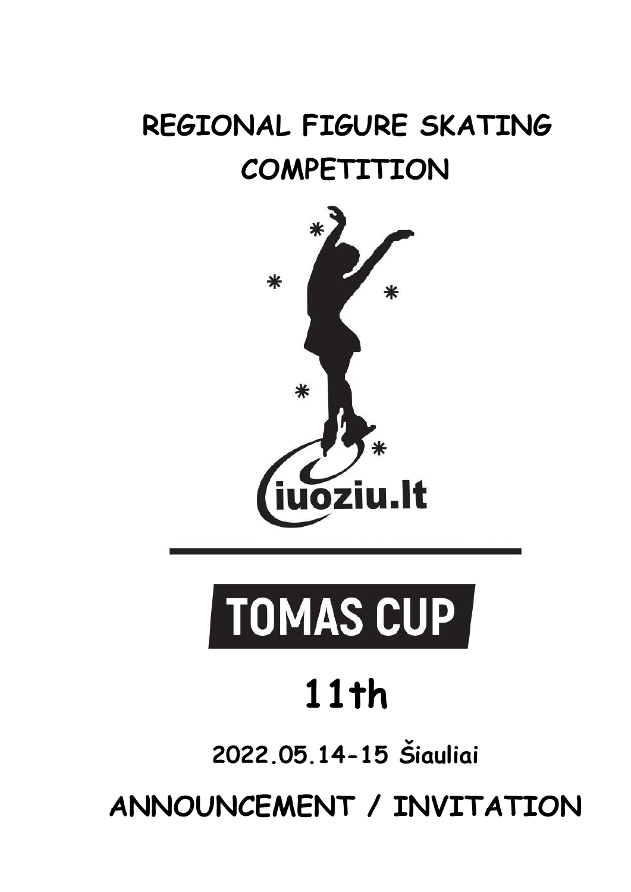# REGIONAL FIGURE SKATING COMPETITION

iuoziu.lt

# TOMAS CUP

## 11th

**2022.05.14-15 Šiauliai**

## ANNOUNCEMENT / INVITATION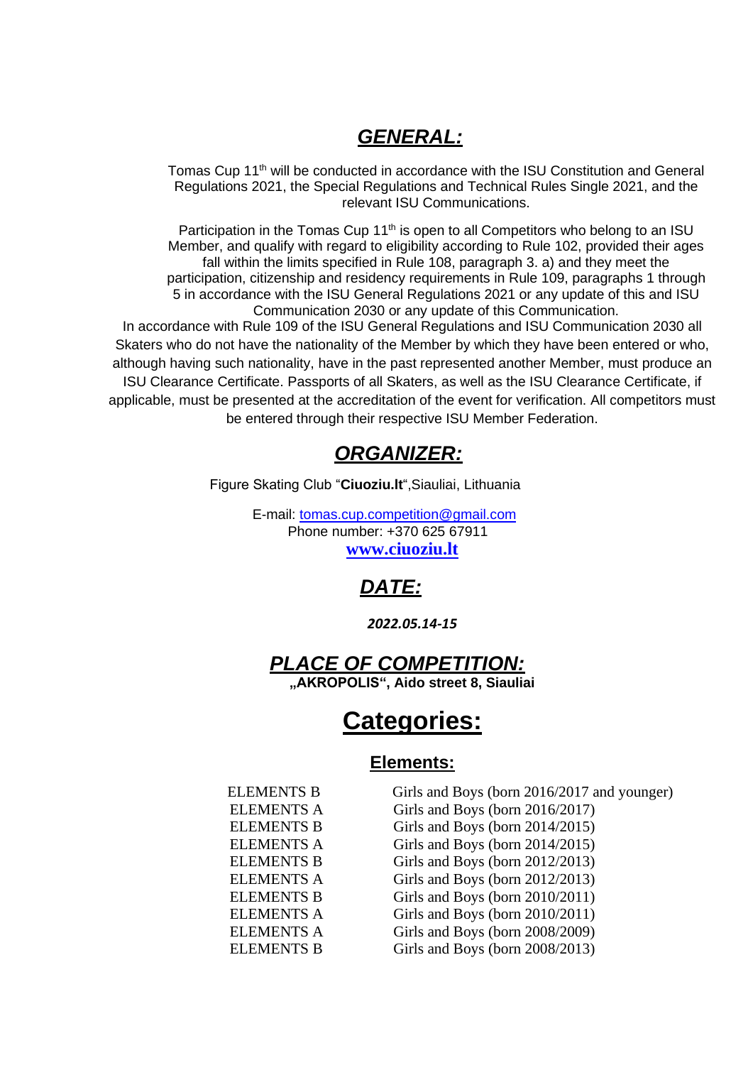## *GENERAL:*

Tomas Cup 11th will be conducted in accordance with the ISU Constitution and General Regulations 2021, the Special Regulations and Technical Rules Single 2021, and the relevant ISU Communications.

Participation in the Tomas Cup 11th is open to all Competitors who belong to an ISU Member, and qualify with regard to eligibility according to Rule 102, provided their ages fall within the limits specified in Rule 108, paragraph 3. a) and they meet the participation, citizenship and residency requirements in Rule 109, paragraphs 1 through 5 in accordance with the ISU General Regulations 2021 or any update of this and ISU Communication 2030 or any update of this Communication.

In accordance with Rule 109 of the ISU General Regulations and ISU Communication 2030 all Skaters who do not have the nationality of the Member by which they have been entered or who, although having such nationality, have in the past represented another Member, must produce an ISU Clearance Certificate. Passports of all Skaters, as well as the ISU Clearance Certificate, if applicable, must be presented at the accreditation of the event for verification. All competitors must be entered through their respective ISU Member Federation.

## *ORGANIZER:*

Figure Skating Club "**Ciuoziu.lt**",Siauliai, Lithuania

E-mail: tomas.cup.competition@gmail.com
Phone number: +370 625 67911
**www.ciuoziu.lt**

## *DATE:*

***2022.05.14-15***

## *PLACE OF COMPETITION:*

**„AKROPOLIS", Aido street 8, Siauliai**

# Categories:

### Elements:

| | |
|---|---|
| ELEMENTS B | Girls and Boys (born 2016/2017 and younger) |
| ELEMENTS A | Girls and Boys (born 2016/2017) |
| ELEMENTS B | Girls and Boys (born 2014/2015) |
| ELEMENTS A | Girls and Boys (born 2014/2015) |
| ELEMENTS B | Girls and Boys (born 2012/2013) |
| ELEMENTS A | Girls and Boys (born 2012/2013) |
| ELEMENTS B | Girls and Boys (born 2010/2011) |
| ELEMENTS A | Girls and Boys (born 2010/2011) |
| ELEMENTS A | Girls and Boys (born 2008/2009) |
| ELEMENTS B | Girls and Boys (born 2008/2013) |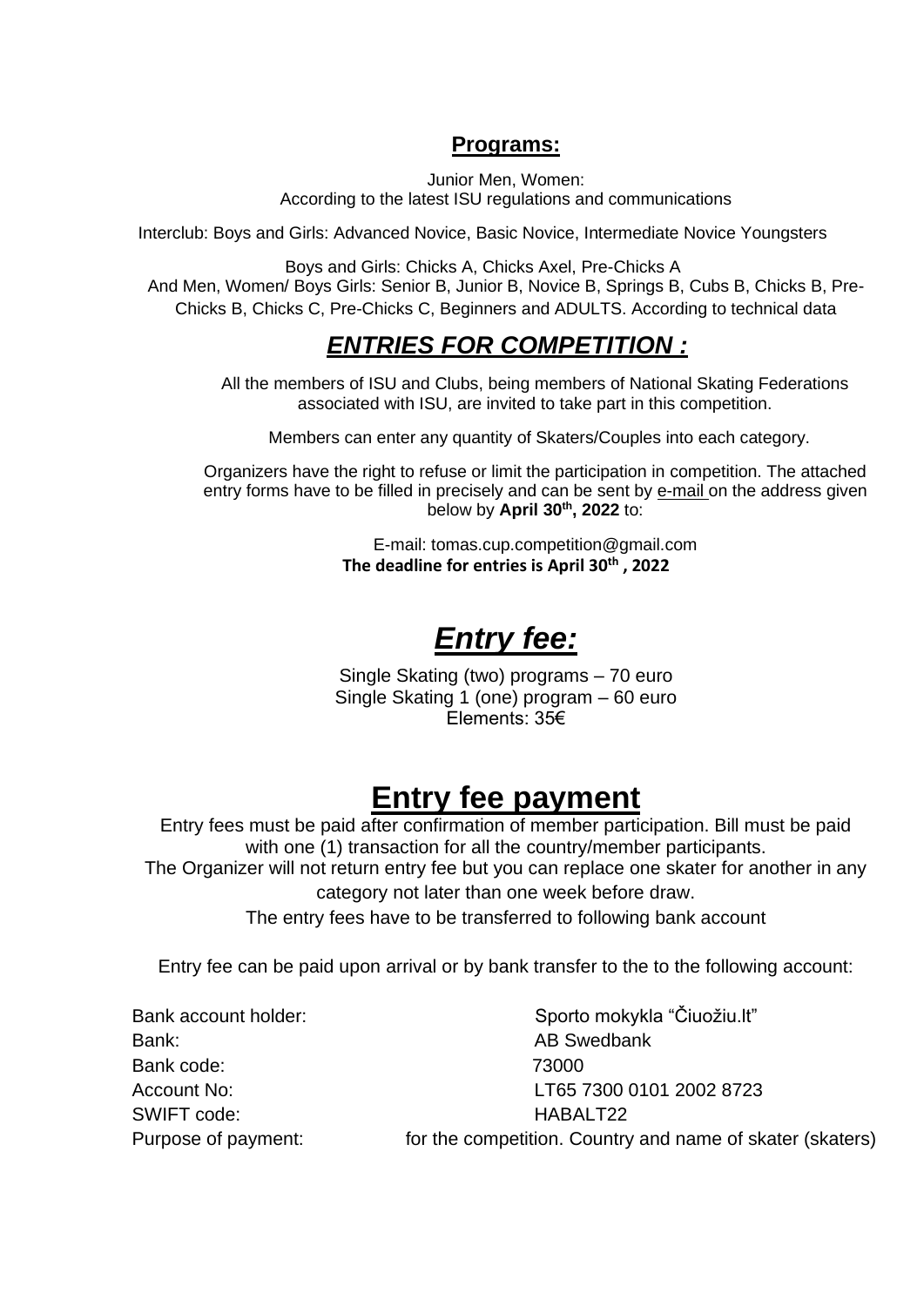## Programs:

Junior Men, Women:
According to the latest ISU regulations and communications

Interclub: Boys and Girls: Advanced Novice, Basic Novice, Intermediate Novice Youngsters

Boys and Girls: Chicks A, Chicks Axel, Pre-Chicks A
And Men, Women/ Boys Girls: Senior B, Junior B, Novice B, Springs B, Cubs B, Chicks B, Pre-Chicks B, Chicks C, Pre-Chicks C, Beginners and ADULTS. According to technical data

## ***ENTRIES FOR COMPETITION :***

All the members of ISU and Clubs, being members of National Skating Federations associated with ISU, are invited to take part in this competition.

Members can enter any quantity of Skaters/Couples into each category.

Organizers have the right to refuse or limit the participation in competition. The attached entry forms have to be filled in precisely and can be sent by e-mail on the address given below by **April 30th, 2022** to:

E-mail: tomas.cup.competition@gmail.com
**The deadline for entries is April 30th , 2022**

# ***Entry fee:***

Single Skating (two) programs – 70 euro
Single Skating 1 (one) program – 60 euro
Elements: 35€

# Entry fee payment

Entry fees must be paid after confirmation of member participation. Bill must be paid with one (1) transaction for all the country/member participants.
The Organizer will not return entry fee but you can replace one skater for another in any category not later than one week before draw.
The entry fees have to be transferred to following bank account

Entry fee can be paid upon arrival or by bank transfer to the to the following account:

| | |
|---|---|
| Bank account holder: | Sporto mokykla "Čiuožiu.lt" |
| Bank: | AB Swedbank |
| Bank code: | 73000 |
| Account No: | LT65 7300 0101 2002 8723 |
| SWIFT code: | HABALT22 |
| Purpose of payment: | for the competition. Country and name of skater (skaters) |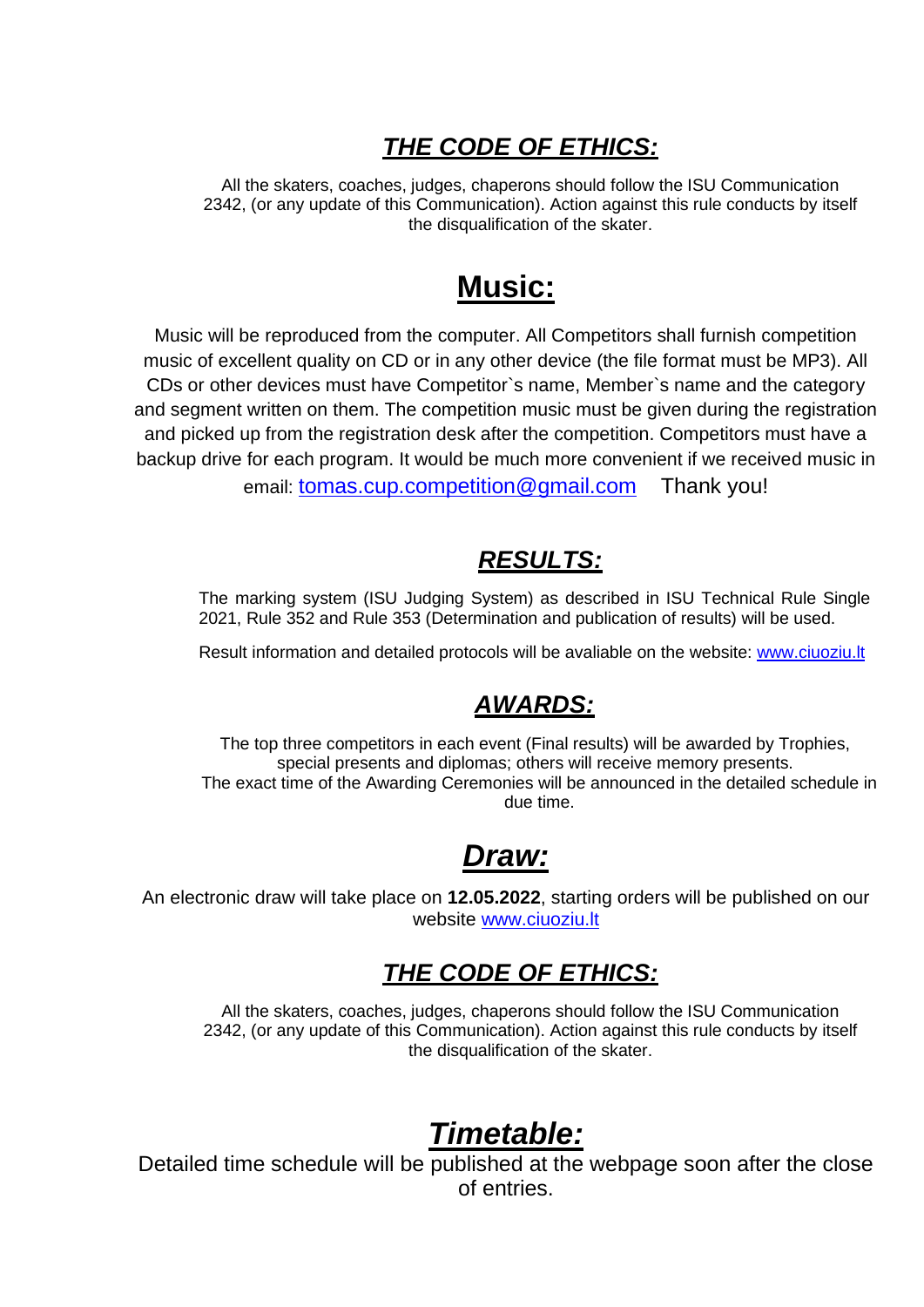## ***THE CODE OF ETHICS:***

All the skaters, coaches, judges, chaperons should follow the ISU Communication 2342, (or any update of this Communication). Action against this rule conducts by itself the disqualification of the skater.

# **Music:**

Music will be reproduced from the computer. All Competitors shall furnish competition music of excellent quality on CD or in any other device (the file format must be MP3). All CDs or other devices must have Competitor`s name, Member`s name and the category and segment written on them. The competition music must be given during the registration and picked up from the registration desk after the competition. Competitors must have a backup drive for each program. It would be much more convenient if we received music in email: tomas.cup.competition@gmail.com Thank you!

## ***RESULTS:***

The marking system (ISU Judging System) as described in ISU Technical Rule Single 2021, Rule 352 and Rule 353 (Determination and publication of results) will be used.

Result information and detailed protocols will be avaliable on the website: www.ciuoziu.lt

## ***AWARDS:***

The top three competitors in each event (Final results) will be awarded by Trophies, special presents and diplomas; others will receive memory presents.
The exact time of the Awarding Ceremonies will be announced in the detailed schedule in due time.

# ***Draw:***

An electronic draw will take place on **12.05.2022**, starting orders will be published on our website www.ciuoziu.lt

## ***THE CODE OF ETHICS:***

All the skaters, coaches, judges, chaperons should follow the ISU Communication 2342, (or any update of this Communication). Action against this rule conducts by itself the disqualification of the skater.

# ***Timetable:***

Detailed time schedule will be published at the webpage soon after the close of entries.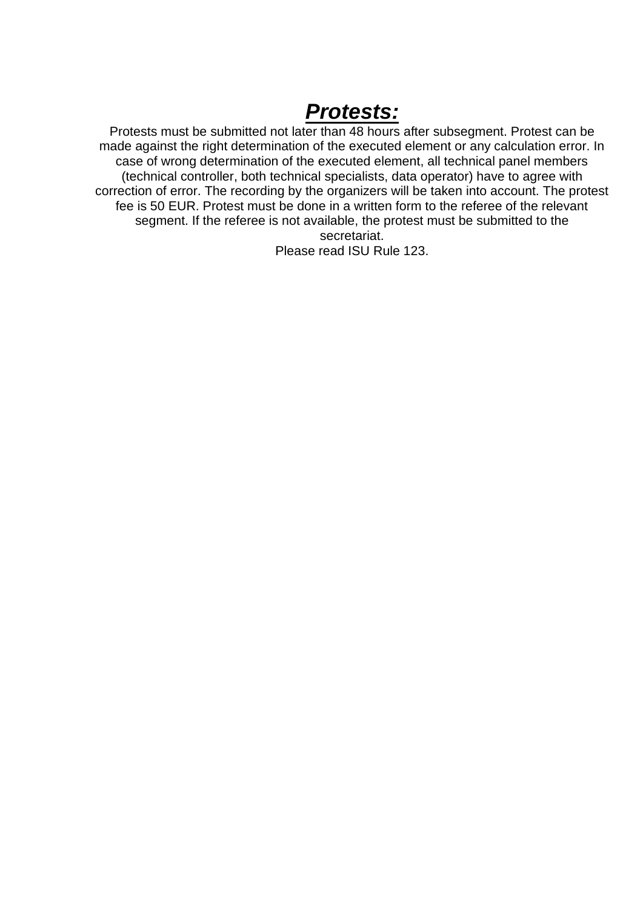## ***Protests:***

Protests must be submitted not later than 48 hours after subsegment. Protest can be made against the right determination of the executed element or any calculation error. In case of wrong determination of the executed element, all technical panel members (technical controller, both technical specialists, data operator) have to agree with correction of error. The recording by the organizers will be taken into account. The protest fee is 50 EUR. Protest must be done in a written form to the referee of the relevant segment. If the referee is not available, the protest must be submitted to the secretariat.

Please read ISU Rule 123.